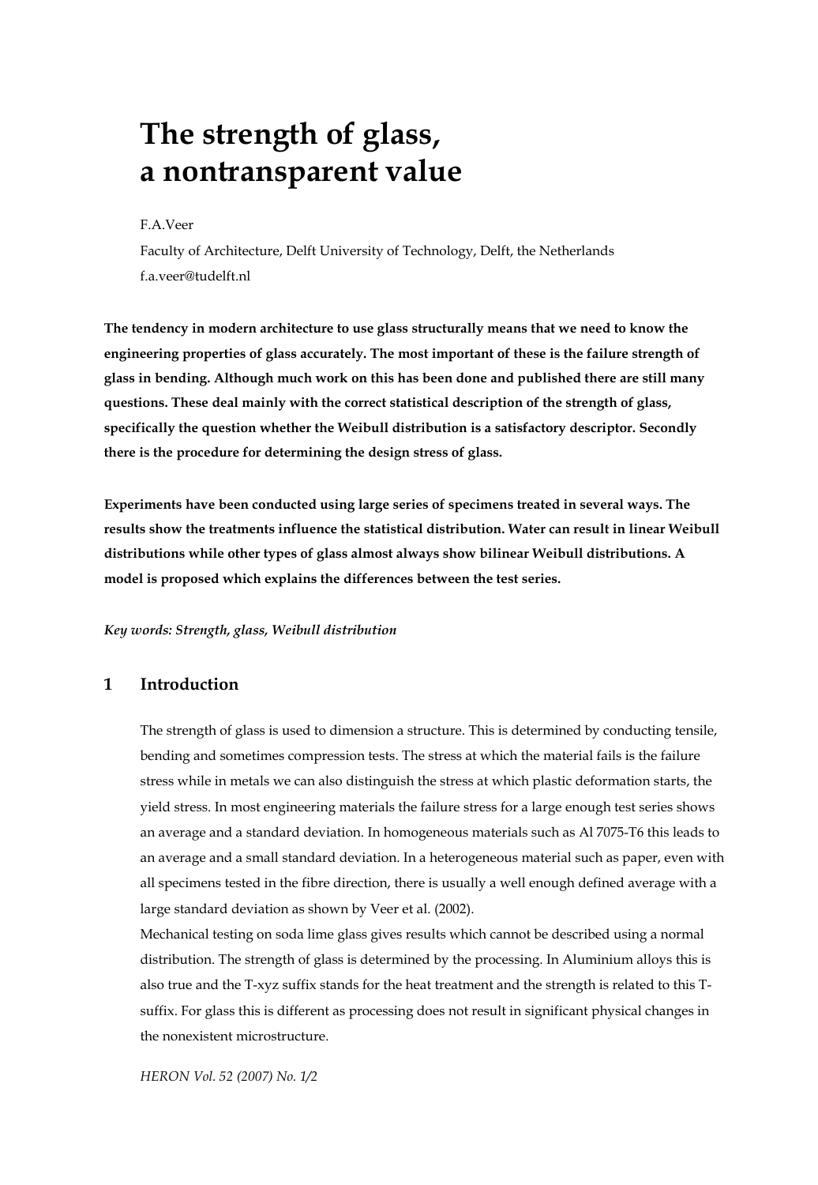# The strength of glass, a nontransparent value

F.A.Veer

Faculty of Architecture, Delft University of Technology, Delft, the Netherlands

f.a.veer@tudelft.nl

**The tendency in modern architecture to use glass structurally means that we need to know the engineering properties of glass accurately. The most important of these is the failure strength of glass in bending. Although much work on this has been done and published there are still many questions. These deal mainly with the correct statistical description of the strength of glass, specifically the question whether the Weibull distribution is a satisfactory descriptor. Secondly there is the procedure for determining the design stress of glass.**

**Experiments have been conducted using large series of specimens treated in several ways. The results show the treatments influence the statistical distribution. Water can result in linear Weibull distributions while other types of glass almost always show bilinear Weibull distributions. A model is proposed which explains the differences between the test series.**

*Key words: Strength, glass, Weibull distribution*

## 1 Introduction

The strength of glass is used to dimension a structure. This is determined by conducting tensile, bending and sometimes compression tests. The stress at which the material fails is the failure stress while in metals we can also distinguish the stress at which plastic deformation starts, the yield stress. In most engineering materials the failure stress for a large enough test series shows an average and a standard deviation. In homogeneous materials such as Al 7075-T6 this leads to an average and a small standard deviation. In a heterogeneous material such as paper, even with all specimens tested in the fibre direction, there is usually a well enough defined average with a large standard deviation as shown by Veer et al. (2002).

Mechanical testing on soda lime glass gives results which cannot be described using a normal distribution. The strength of glass is determined by the processing. In Aluminium alloys this is also true and the T-xyz suffix stands for the heat treatment and the strength is related to this T-suffix. For glass this is different as processing does not result in significant physical changes in the nonexistent microstructure.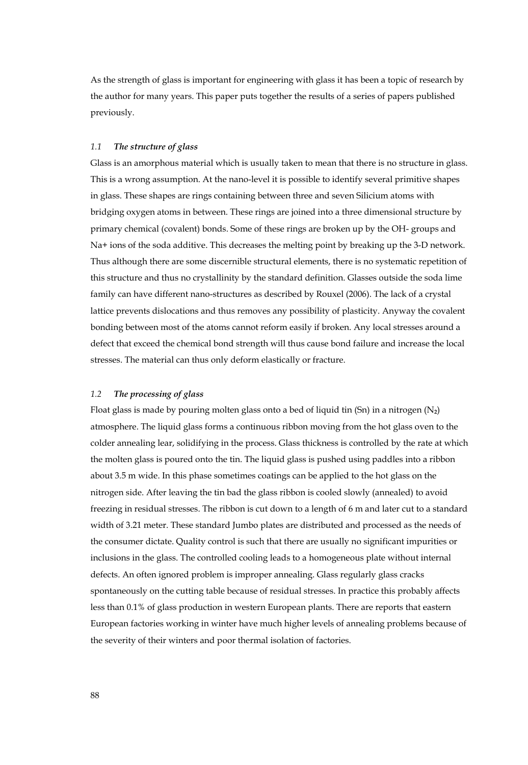As the strength of glass is important for engineering with glass it has been a topic of research by the author for many years. This paper puts together the results of a series of papers published previously.

### 1.1 *The structure of glass*

Glass is an amorphous material which is usually taken to mean that there is no structure in glass. This is a wrong assumption. At the nano-level it is possible to identify several primitive shapes in glass. These shapes are rings containing between three and seven Silicium atoms with bridging oxygen atoms in between. These rings are joined into a three dimensional structure by primary chemical (covalent) bonds. Some of these rings are broken up by the OH- groups and Na+ ions of the soda additive. This decreases the melting point by breaking up the 3-D network. Thus although there are some discernible structural elements, there is no systematic repetition of this structure and thus no crystallinity by the standard definition. Glasses outside the soda lime family can have different nano-structures as described by Rouxel (2006). The lack of a crystal lattice prevents dislocations and thus removes any possibility of plasticity. Anyway the covalent bonding between most of the atoms cannot reform easily if broken. Any local stresses around a defect that exceed the chemical bond strength will thus cause bond failure and increase the local stresses. The material can thus only deform elastically or fracture.

### 1.2 *The processing of glass*

Float glass is made by pouring molten glass onto a bed of liquid tin (Sn) in a nitrogen ($N_2$) atmosphere. The liquid glass forms a continuous ribbon moving from the hot glass oven to the colder annealing lear, solidifying in the process. Glass thickness is controlled by the rate at which the molten glass is poured onto the tin. The liquid glass is pushed using paddles into a ribbon about 3.5 m wide. In this phase sometimes coatings can be applied to the hot glass on the nitrogen side. After leaving the tin bad the glass ribbon is cooled slowly (annealed) to avoid freezing in residual stresses. The ribbon is cut down to a length of 6 m and later cut to a standard width of 3.21 meter. These standard Jumbo plates are distributed and processed as the needs of the consumer dictate. Quality control is such that there are usually no significant impurities or inclusions in the glass. The controlled cooling leads to a homogeneous plate without internal defects. An often ignored problem is improper annealing. Glass regularly glass cracks spontaneously on the cutting table because of residual stresses. In practice this probably affects less than 0.1% of glass production in western European plants. There are reports that eastern European factories working in winter have much higher levels of annealing problems because of the severity of their winters and poor thermal isolation of factories.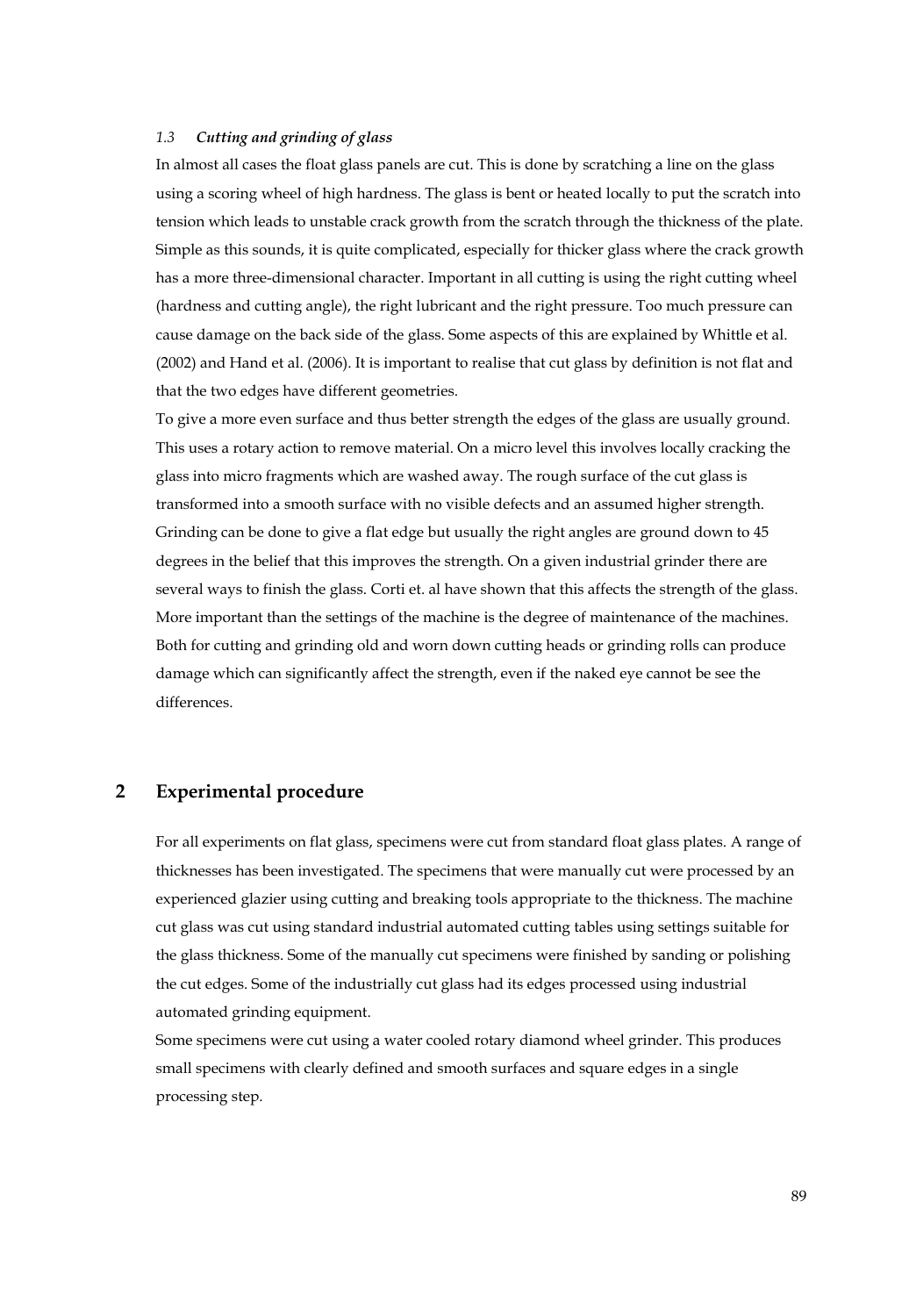### 1.3 *Cutting and grinding of glass*

In almost all cases the float glass panels are cut. This is done by scratching a line on the glass using a scoring wheel of high hardness. The glass is bent or heated locally to put the scratch into tension which leads to unstable crack growth from the scratch through the thickness of the plate. Simple as this sounds, it is quite complicated, especially for thicker glass where the crack growth has a more three-dimensional character. Important in all cutting is using the right cutting wheel (hardness and cutting angle), the right lubricant and the right pressure. Too much pressure can cause damage on the back side of the glass. Some aspects of this are explained by Whittle et al. (2002) and Hand et al. (2006). It is important to realise that cut glass by definition is not flat and that the two edges have different geometries.

To give a more even surface and thus better strength the edges of the glass are usually ground. This uses a rotary action to remove material. On a micro level this involves locally cracking the glass into micro fragments which are washed away. The rough surface of the cut glass is transformed into a smooth surface with no visible defects and an assumed higher strength. Grinding can be done to give a flat edge but usually the right angles are ground down to 45 degrees in the belief that this improves the strength. On a given industrial grinder there are several ways to finish the glass. Corti et. al have shown that this affects the strength of the glass. More important than the settings of the machine is the degree of maintenance of the machines. Both for cutting and grinding old and worn down cutting heads or grinding rolls can produce damage which can significantly affect the strength, even if the naked eye cannot be see the differences.

## 2 Experimental procedure

For all experiments on flat glass, specimens were cut from standard float glass plates. A range of thicknesses has been investigated. The specimens that were manually cut were processed by an experienced glazier using cutting and breaking tools appropriate to the thickness. The machine cut glass was cut using standard industrial automated cutting tables using settings suitable for the glass thickness. Some of the manually cut specimens were finished by sanding or polishing the cut edges. Some of the industrially cut glass had its edges processed using industrial automated grinding equipment.

Some specimens were cut using a water cooled rotary diamond wheel grinder. This produces small specimens with clearly defined and smooth surfaces and square edges in a single processing step.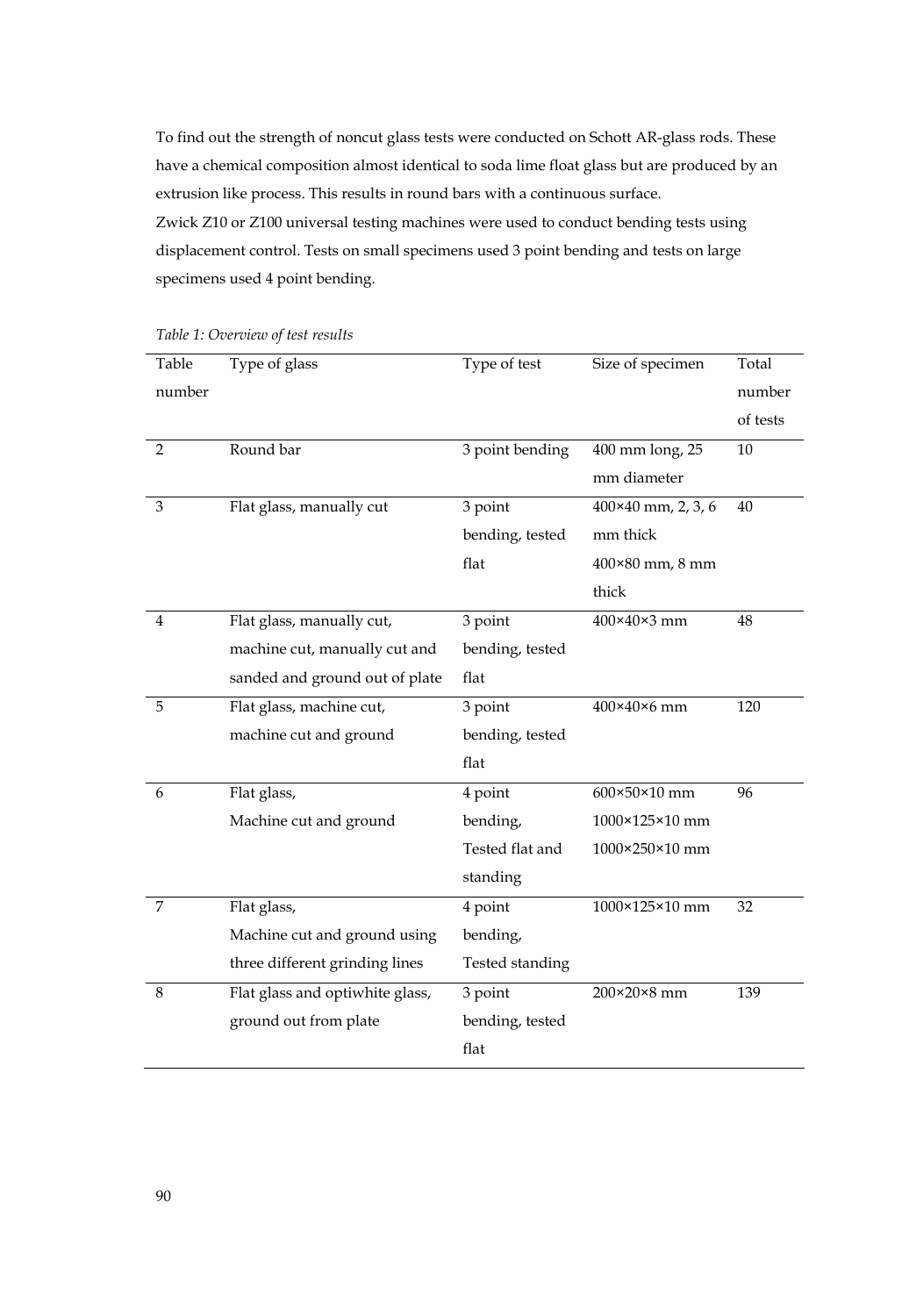To find out the strength of noncut glass tests were conducted on Schott AR-glass rods. These have a chemical composition almost identical to soda lime float glass but are produced by an extrusion like process. This results in round bars with a continuous surface.
Zwick Z10 or Z100 universal testing machines were used to conduct bending tests using displacement control. Tests on small specimens used 3 point bending and tests on large specimens used 4 point bending.

*Table 1: Overview of test results*

| Table number | Type of glass | Type of test | Size of specimen | Total number of tests |
| --- | --- | --- | --- | --- |
| 2 | Round bar | 3 point bending | 400 mm long, 25 mm diameter | 10 |
| 3 | Flat glass, manually cut | 3 point bending, tested flat | 400×40 mm, 2, 3, 6 mm thick<br>400×80 mm, 8 mm thick | 40 |
| 4 | Flat glass, manually cut, machine cut, manually cut and sanded and ground out of plate | 3 point bending, tested flat | 400×40×3 mm | 48 |
| 5 | Flat glass, machine cut, machine cut and ground | 3 point bending, tested flat | 400×40×6 mm | 120 |
| 6 | Flat glass,<br>Machine cut and ground | 4 point bending,<br>Tested flat and standing | 600×50×10 mm<br>1000×125×10 mm<br>1000×250×10 mm | 96 |
| 7 | Flat glass,<br>Machine cut and ground using three different grinding lines | 4 point bending,<br>Tested standing | 1000×125×10 mm | 32 |
| 8 | Flat glass and optiwhite glass, ground out from plate | 3 point bending, tested flat | 200×20×8 mm | 139 |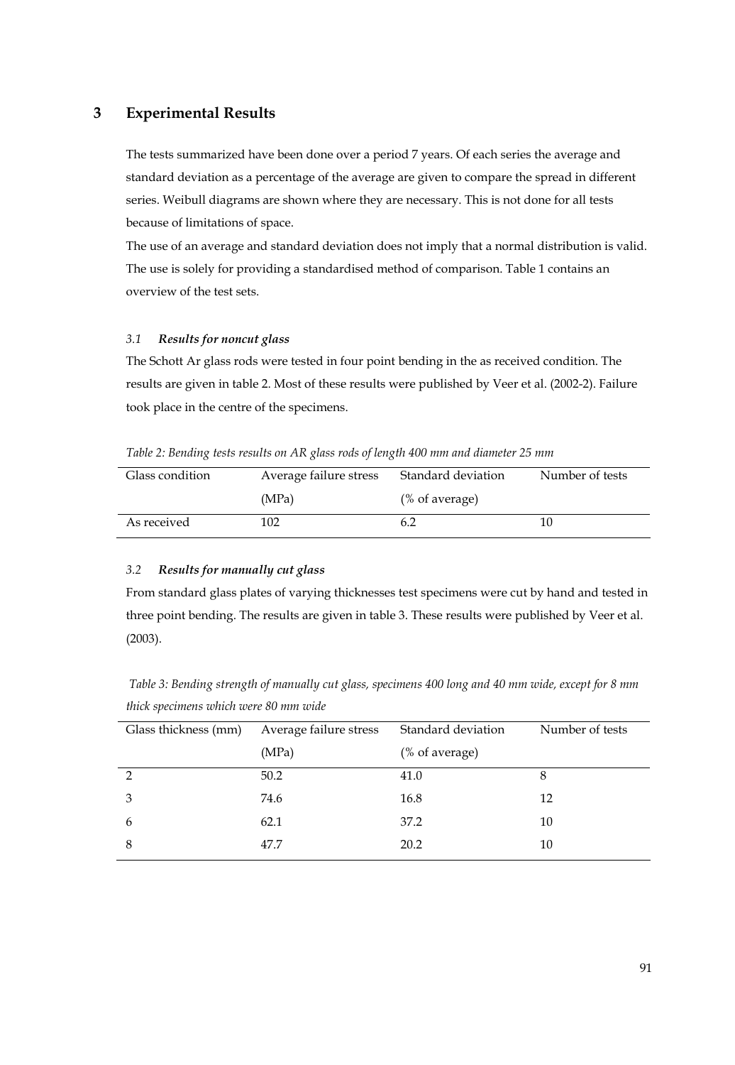## 3 Experimental Results

The tests summarized have been done over a period 7 years. Of each series the average and standard deviation as a percentage of the average are given to compare the spread in different series. Weibull diagrams are shown where they are necessary. This is not done for all tests because of limitations of space.

The use of an average and standard deviation does not imply that a normal distribution is valid. The use is solely for providing a standardised method of comparison. Table 1 contains an overview of the test sets.

### 3.1 *Results for noncut glass*

The Schott Ar glass rods were tested in four point bending in the as received condition. The results are given in table 2. Most of these results were published by Veer et al. (2002-2). Failure took place in the centre of the specimens.

*Table 2: Bending tests results on AR glass rods of length 400 mm and diameter 25 mm*

| Glass condition | Average failure stress (MPa) | Standard deviation (% of average) | Number of tests |
|---|---|---|---|
| As received | 102 | 6.2 | 10 |

### 3.2 *Results for manually cut glass*

From standard glass plates of varying thicknesses test specimens were cut by hand and tested in three point bending. The results are given in table 3. These results were published by Veer et al. (2003).

*Table 3: Bending strength of manually cut glass, specimens 400 long and 40 mm wide, except for 8 mm thick specimens which were 80 mm wide*

| Glass thickness (mm) | Average failure stress (MPa) | Standard deviation (% of average) | Number of tests |
|---|---|---|---|
| 2 | 50.2 | 41.0 | 8 |
| 3 | 74.6 | 16.8 | 12 |
| 6 | 62.1 | 37.2 | 10 |
| 8 | 47.7 | 20.2 | 10 |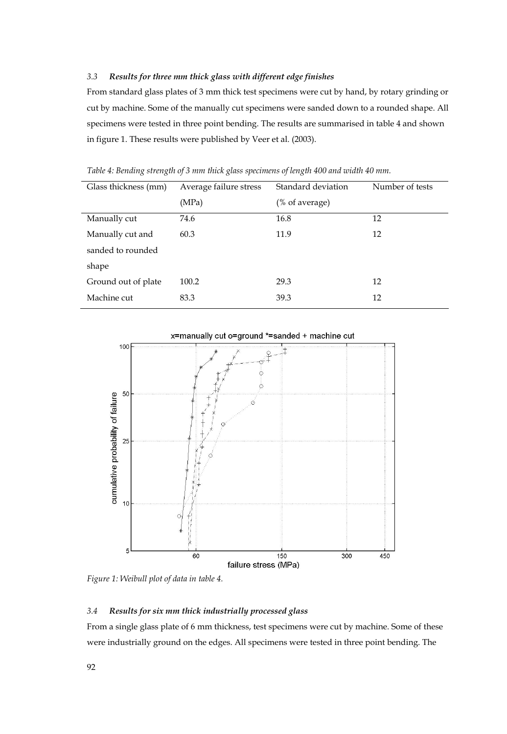### 3.3 *Results for three mm thick glass with different edge finishes*

From standard glass plates of 3 mm thick test specimens were cut by hand, by rotary grinding or cut by machine. Some of the manually cut specimens were sanded down to a rounded shape. All specimens were tested in three point bending. The results are summarised in table 4 and shown in figure 1. These results were published by Veer et al. (2003).

*Table 4: Bending strength of 3 mm thick glass specimens of length 400 and width 40 mm.*

| Glass thickness (mm) | Average failure stress (MPa) | Standard deviation (% of average) | Number of tests |
|---|---|---|---|
| Manually cut | 74.6 | 16.8 | 12 |
| Manually cut and sanded to rounded shape | 60.3 | 11.9 | 12 |
| Ground out of plate | 100.2 | 29.3 | 12 |
| Machine cut | 83.3 | 39.3 | 12 |

*Figure 1: Weibull plot of data in table 4.*

### 3.4 *Results for six mm thick industrially processed glass*

From a single glass plate of 6 mm thickness, test specimens were cut by machine. Some of these were industrially ground on the edges. All specimens were tested in three point bending. The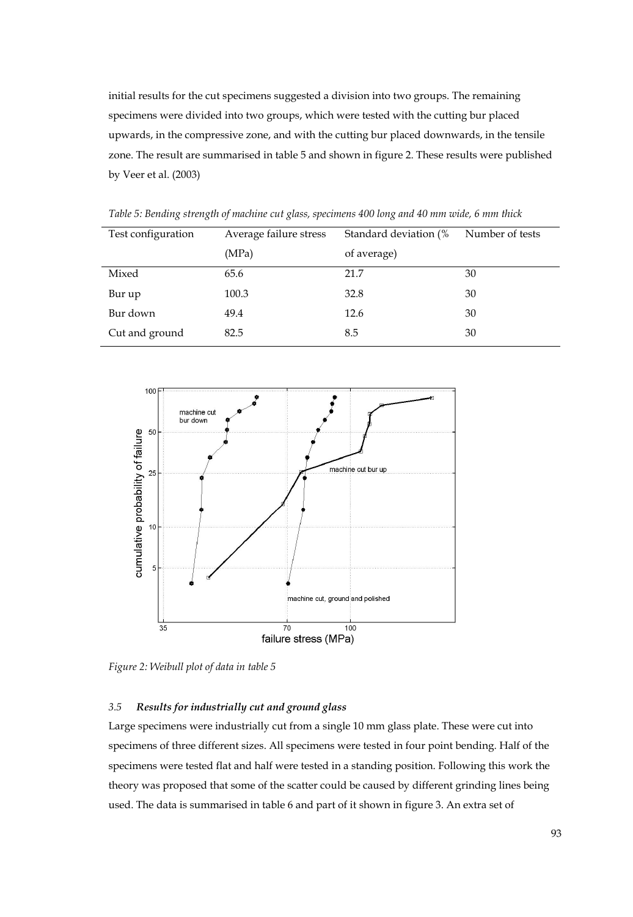initial results for the cut specimens suggested a division into two groups. The remaining specimens were divided into two groups, which were tested with the cutting bur placed upwards, in the compressive zone, and with the cutting bur placed downwards, in the tensile zone. The result are summarised in table 5 and shown in figure 2. These results were published by Veer et al. (2003)

*Table 5: Bending strength of machine cut glass, specimens 400 long and 40 mm wide, 6 mm thick*

| Test configuration | Average failure stress (MPa) | Standard deviation (% of average) | Number of tests |
|---|---|---|---|
| Mixed | 65.6 | 21.7 | 30 |
| Bur up | 100.3 | 32.8 | 30 |
| Bur down | 49.4 | 12.6 | 30 |
| Cut and ground | 82.5 | 8.5 | 30 |

*Figure 2: Weibull plot of data in table 5*

### 3.5 *Results for industrially cut and ground glass*

Large specimens were industrially cut from a single 10 mm glass plate. These were cut into specimens of three different sizes. All specimens were tested in four point bending. Half of the specimens were tested flat and half were tested in a standing position. Following this work the theory was proposed that some of the scatter could be caused by different grinding lines being used. The data is summarised in table 6 and part of it shown in figure 3. An extra set of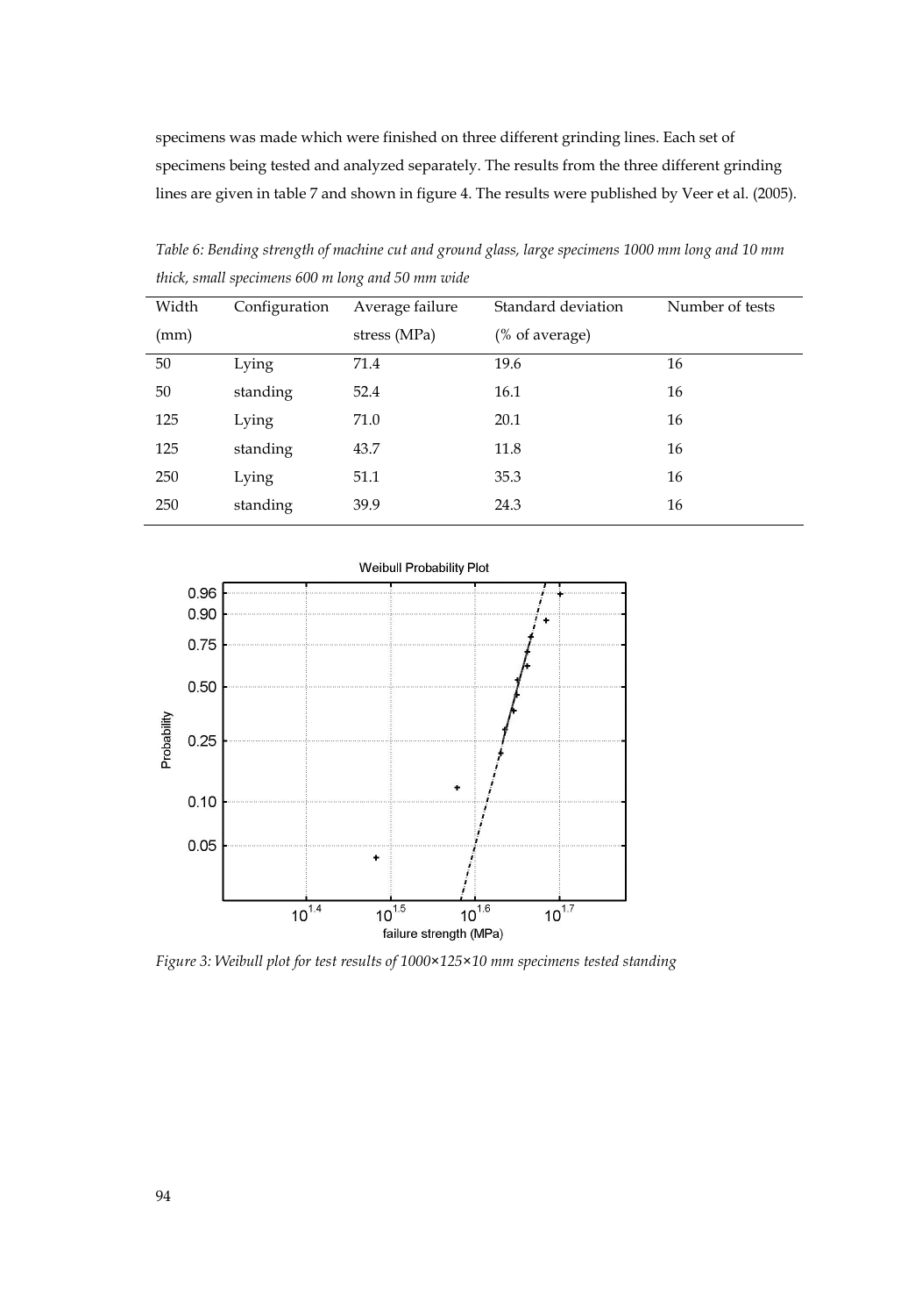specimens was made which were finished on three different grinding lines. Each set of specimens being tested and analyzed separately. The results from the three different grinding lines are given in table 7 and shown in figure 4. The results were published by Veer et al. (2005).

*Table 6: Bending strength of machine cut and ground glass, large specimens 1000 mm long and 10 mm thick, small specimens 600 m long and 50 mm wide*

| Width (mm) | Configuration | Average failure stress (MPa) | Standard deviation (% of average) | Number of tests |
|---|---|---|---|---|
| 50 | Lying | 71.4 | 19.6 | 16 |
| 50 | standing | 52.4 | 16.1 | 16 |
| 125 | Lying | 71.0 | 20.1 | 16 |
| 125 | standing | 43.7 | 11.8 | 16 |
| 250 | Lying | 51.1 | 35.3 | 16 |
| 250 | standing | 39.9 | 24.3 | 16 |

*Figure 3: Weibull plot for test results of 1000×125×10 mm specimens tested standing*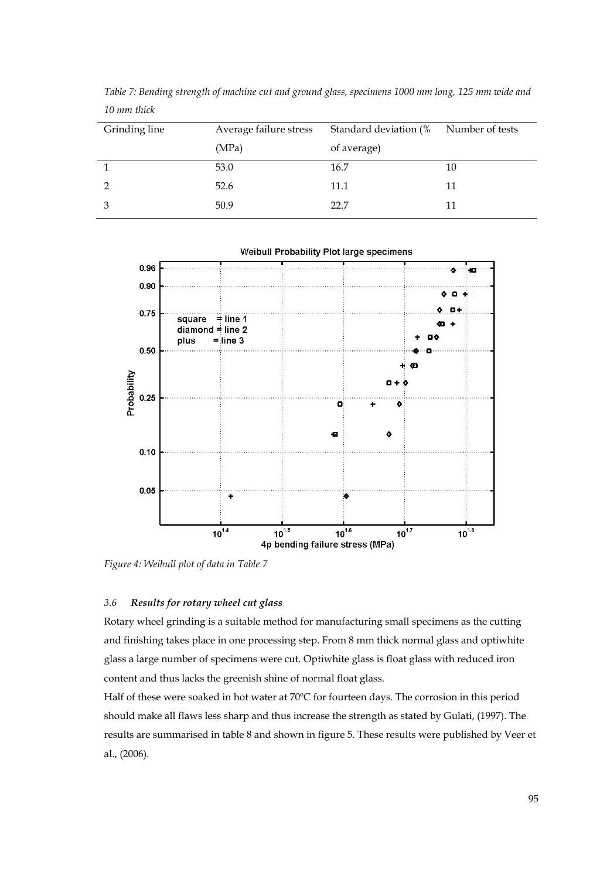*Table 7: Bending strength of machine cut and ground glass, specimens 1000 mm long, 125 mm wide and 10 mm thick*

| Grinding line | Average failure stress (MPa) | Standard deviation (% of average) | Number of tests |
|---|---|---|---|
| 1 | 53.0 | 16.7 | 10 |
| 2 | 52.6 | 11.1 | 11 |
| 3 | 50.9 | 22.7 | 11 |

*Figure 4: Weibull plot of data in Table 7*

### 3.6 *Results for rotary wheel cut glass*

Rotary wheel grinding is a suitable method for manufacturing small specimens as the cutting and finishing takes place in one processing step. From 8 mm thick normal glass and optiwhite glass a large number of specimens were cut. Optiwhite glass is float glass with reduced iron content and thus lacks the greenish shine of normal float glass.

Half of these were soaked in hot water at 70ºC for fourteen days. The corrosion in this period should make all flaws less sharp and thus increase the strength as stated by Gulati, (1997). The results are summarised in table 8 and shown in figure 5. These results were published by Veer et al., (2006).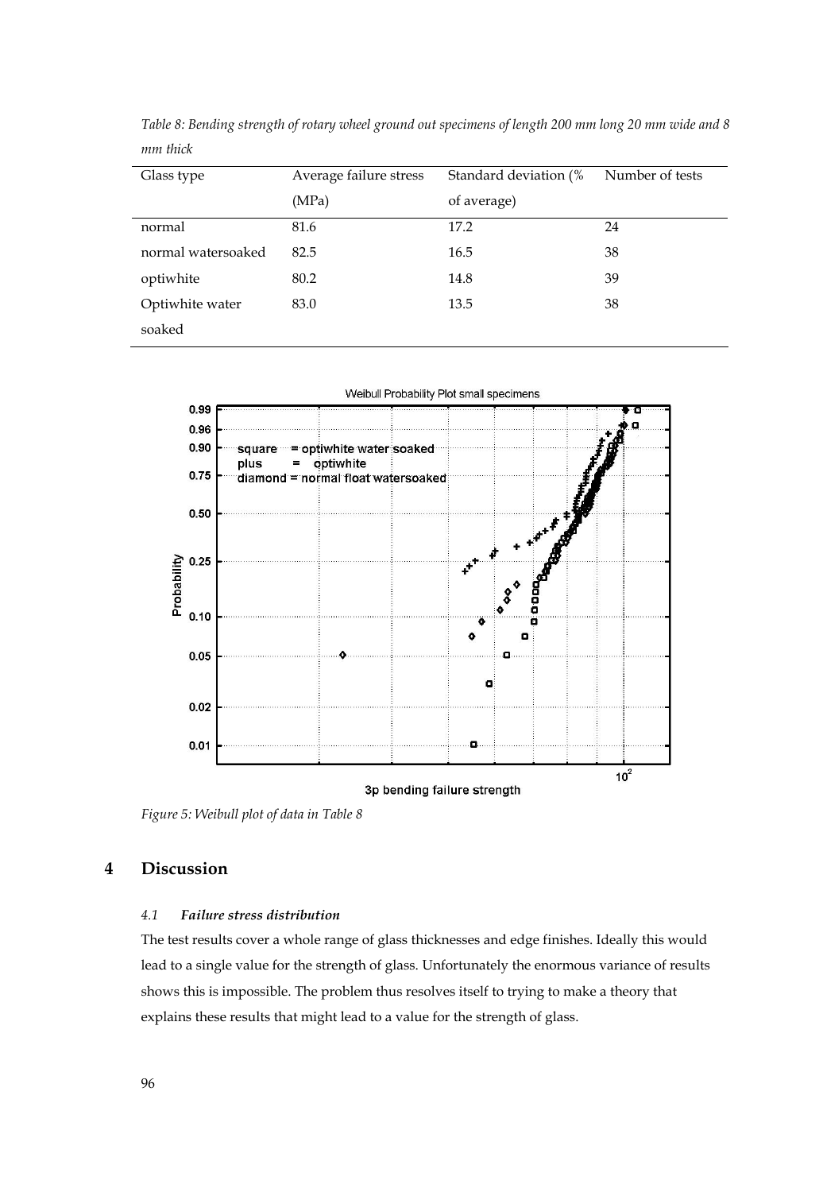*Table 8: Bending strength of rotary wheel ground out specimens of length 200 mm long 20 mm wide and 8 mm thick*

| Glass type | Average failure stress (MPa) | Standard deviation (% of average) | Number of tests |
|---|---|---|---|
| normal | 81.6 | 17.2 | 24 |
| normal watersoaked | 82.5 | 16.5 | 38 |
| optiwhite | 80.2 | 14.8 | 39 |
| Optiwhite water soaked | 83.0 | 13.5 | 38 |

*Figure 5: Weibull plot of data in Table 8*

# 4 Discussion

### *4.1 Failure stress distribution*

The test results cover a whole range of glass thicknesses and edge finishes. Ideally this would lead to a single value for the strength of glass. Unfortunately the enormous variance of results shows this is impossible. The problem thus resolves itself to trying to make a theory that explains these results that might lead to a value for the strength of glass.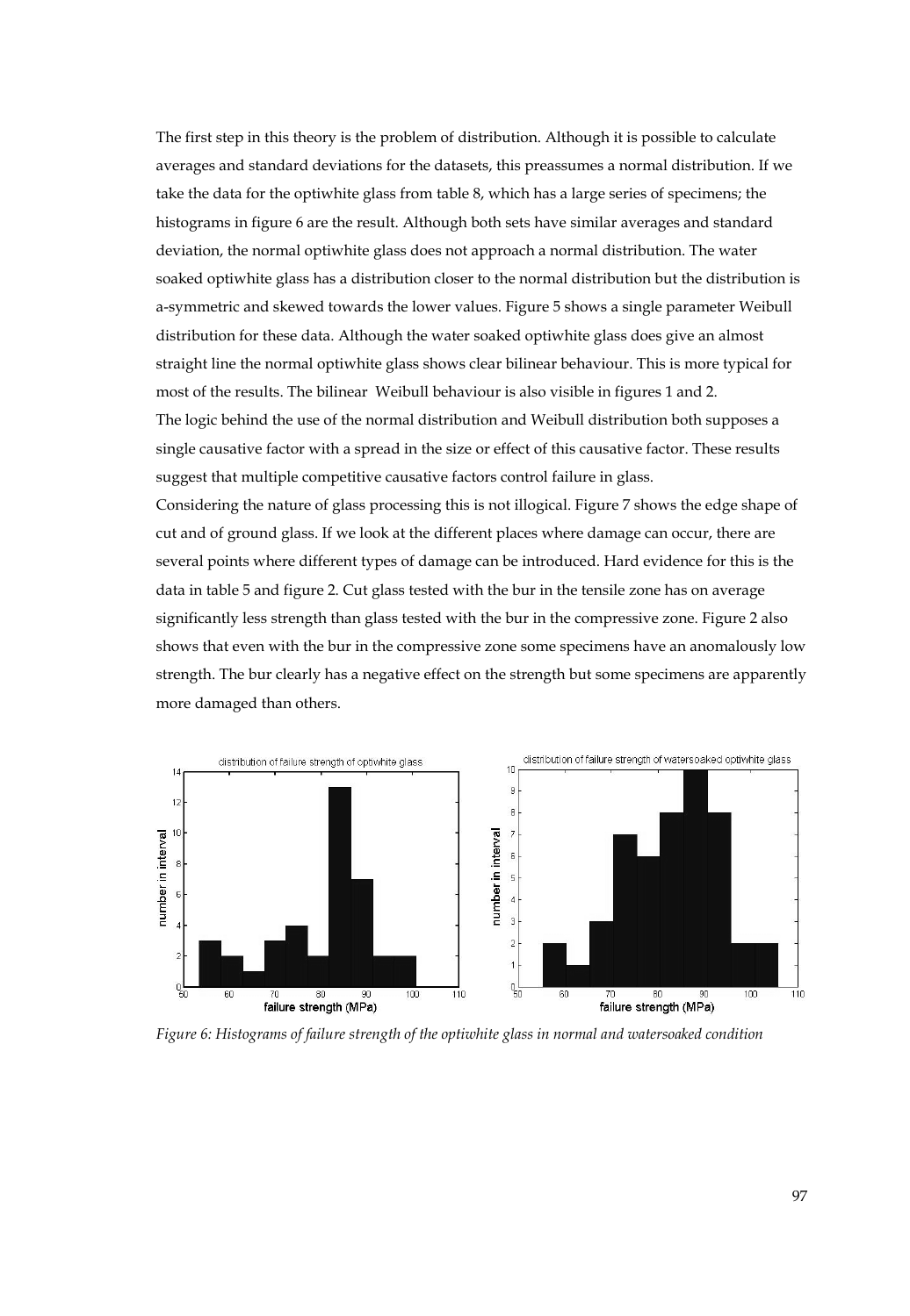The first step in this theory is the problem of distribution. Although it is possible to calculate averages and standard deviations for the datasets, this preassumes a normal distribution. If we take the data for the optiwhite glass from table 8, which has a large series of specimens; the histograms in figure 6 are the result. Although both sets have similar averages and standard deviation, the normal optiwhite glass does not approach a normal distribution. The water soaked optiwhite glass has a distribution closer to the normal distribution but the distribution is a-symmetric and skewed towards the lower values. Figure 5 shows a single parameter Weibull distribution for these data. Although the water soaked optiwhite glass does give an almost straight line the normal optiwhite glass shows clear bilinear behaviour. This is more typical for most of the results. The bilinear Weibull behaviour is also visible in figures 1 and 2.

The logic behind the use of the normal distribution and Weibull distribution both supposes a single causative factor with a spread in the size or effect of this causative factor. These results suggest that multiple competitive causative factors control failure in glass.

Considering the nature of glass processing this is not illogical. Figure 7 shows the edge shape of cut and of ground glass. If we look at the different places where damage can occur, there are several points where different types of damage can be introduced. Hard evidence for this is the data in table 5 and figure 2. Cut glass tested with the bur in the tensile zone has on average significantly less strength than glass tested with the bur in the compressive zone. Figure 2 also shows that even with the bur in the compressive zone some specimens have an anomalously low strength. The bur clearly has a negative effect on the strength but some specimens are apparently more damaged than others.

*Figure 6: Histograms of failure strength of the optiwhite glass in normal and watersoaked condition*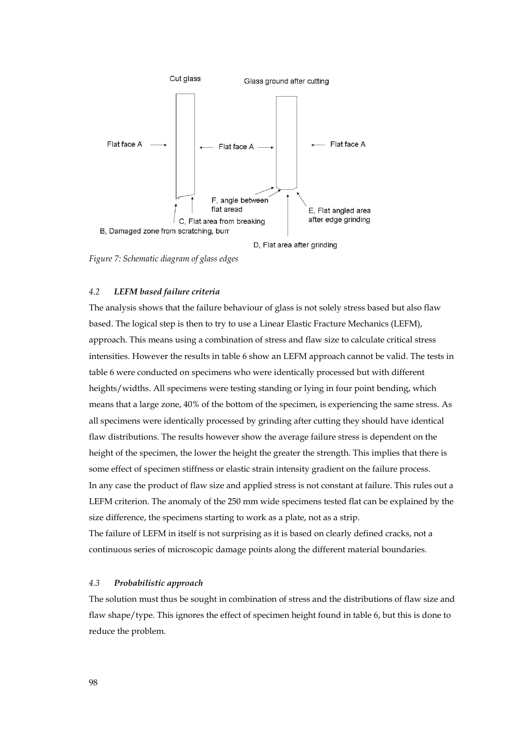*Figure 7: Schematic diagram of glass edges*

#### 4.2 *LEFM based failure criteria*

The analysis shows that the failure behaviour of glass is not solely stress based but also flaw based. The logical step is then to try to use a Linear Elastic Fracture Mechanics (LEFM), approach. This means using a combination of stress and flaw size to calculate critical stress intensities. However the results in table 6 show an LEFM approach cannot be valid. The tests in table 6 were conducted on specimens who were identically processed but with different heights/widths. All specimens were testing standing or lying in four point bending, which means that a large zone, 40% of the bottom of the specimen, is experiencing the same stress. As all specimens were identically processed by grinding after cutting they should have identical flaw distributions. The results however show the average failure stress is dependent on the height of the specimen, the lower the height the greater the strength. This implies that there is some effect of specimen stiffness or elastic strain intensity gradient on the failure process.
In any case the product of flaw size and applied stress is not constant at failure. This rules out a LEFM criterion. The anomaly of the 250 mm wide specimens tested flat can be explained by the size difference, the specimens starting to work as a plate, not as a strip.
The failure of LEFM in itself is not surprising as it is based on clearly defined cracks, not a continuous series of microscopic damage points along the different material boundaries.

#### 4.3 *Probabilistic approach*

The solution must thus be sought in combination of stress and the distributions of flaw size and flaw shape/type. This ignores the effect of specimen height found in table 6, but this is done to reduce the problem.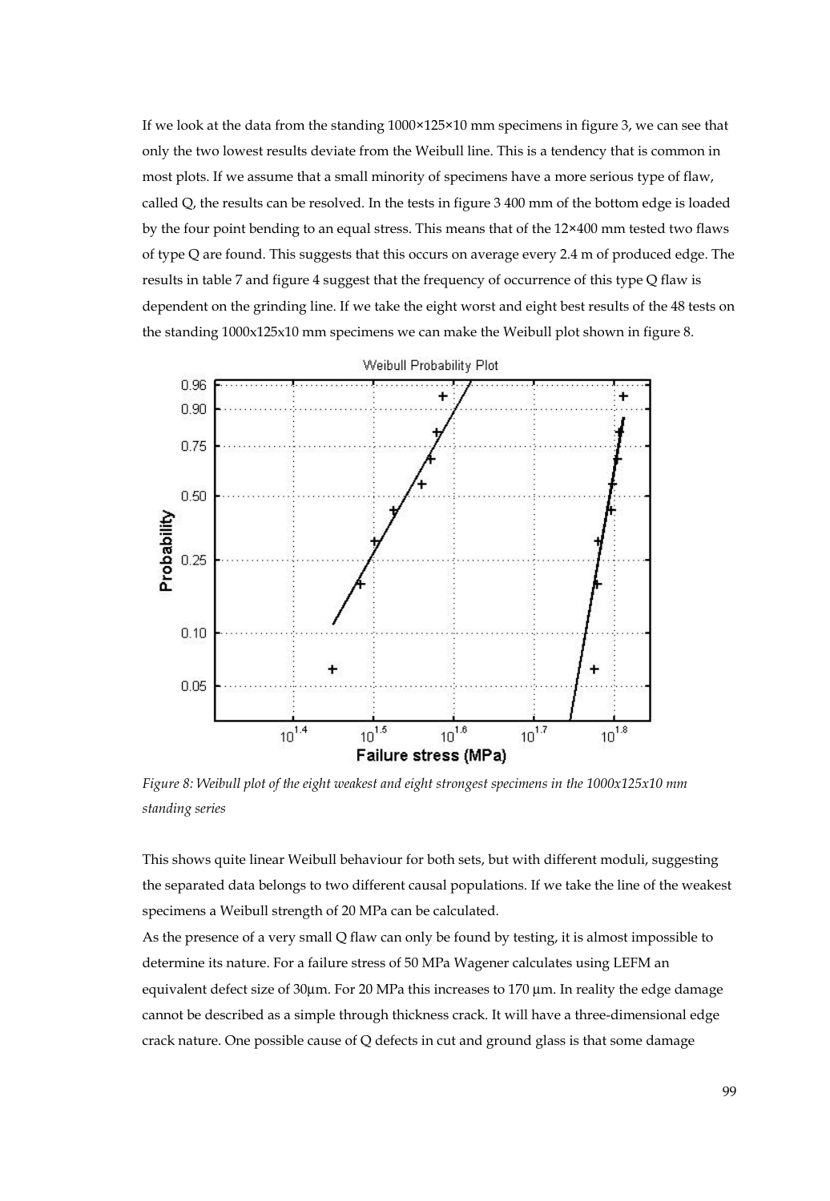If we look at the data from the standing 1000×125×10 mm specimens in figure 3, we can see that only the two lowest results deviate from the Weibull line. This is a tendency that is common in most plots. If we assume that a small minority of specimens have a more serious type of flaw, called Q, the results can be resolved. In the tests in figure 3 400 mm of the bottom edge is loaded by the four point bending to an equal stress. This means that of the 12×400 mm tested two flaws of type Q are found. This suggests that this occurs on average every 2.4 m of produced edge. The results in table 7 and figure 4 suggest that the frequency of occurrence of this type Q flaw is dependent on the grinding line. If we take the eight worst and eight best results of the 48 tests on the standing 1000x125x10 mm specimens we can make the Weibull plot shown in figure 8.

*Figure 8: Weibull plot of the eight weakest and eight strongest specimens in the 1000x125x10 mm standing series*

This shows quite linear Weibull behaviour for both sets, but with different moduli, suggesting the separated data belongs to two different causal populations. If we take the line of the weakest specimens a Weibull strength of 20 MPa can be calculated.

As the presence of a very small Q flaw can only be found by testing, it is almost impossible to determine its nature. For a failure stress of 50 MPa Wagener calculates using LEFM an equivalent defect size of 30µm. For 20 MPa this increases to 170 µm. In reality the edge damage cannot be described as a simple through thickness crack. It will have a three-dimensional edge crack nature. One possible cause of Q defects in cut and ground glass is that some damage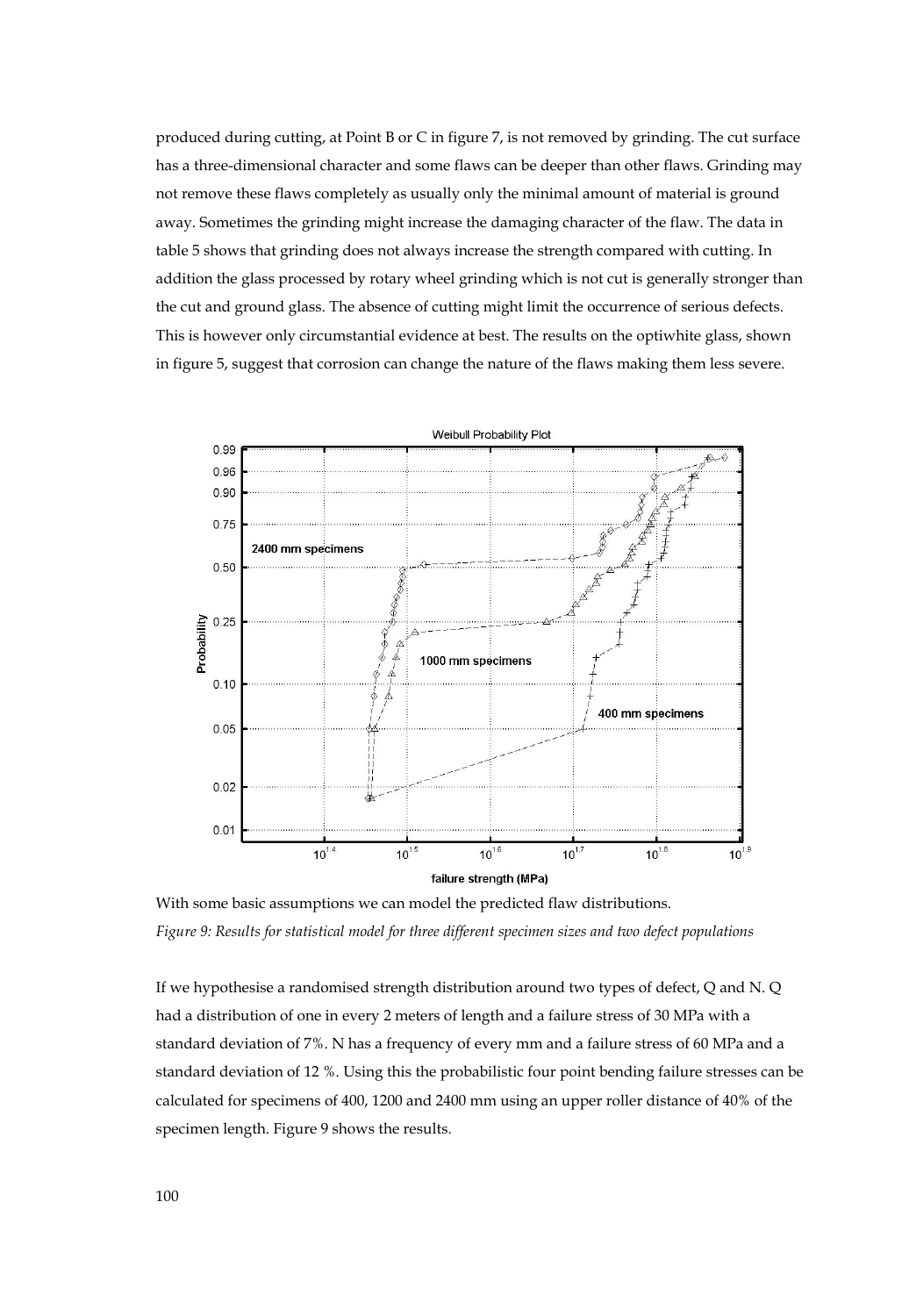produced during cutting, at Point B or C in figure 7, is not removed by grinding. The cut surface has a three-dimensional character and some flaws can be deeper than other flaws. Grinding may not remove these flaws completely as usually only the minimal amount of material is ground away. Sometimes the grinding might increase the damaging character of the flaw. The data in table 5 shows that grinding does not always increase the strength compared with cutting. In addition the glass processed by rotary wheel grinding which is not cut is generally stronger than the cut and ground glass. The absence of cutting might limit the occurrence of serious defects. This is however only circumstantial evidence at best. The results on the optiwhite glass, shown in figure 5, suggest that corrosion can change the nature of the flaws making them less severe.

With some basic assumptions we can model the predicted flaw distributions.

*Figure 9: Results for statistical model for three different specimen sizes and two defect populations*

If we hypothesise a randomised strength distribution around two types of defect, Q and N. Q had a distribution of one in every 2 meters of length and a failure stress of 30 MPa with a standard deviation of 7%. N has a frequency of every mm and a failure stress of 60 MPa and a standard deviation of 12 %. Using this the probabilistic four point bending failure stresses can be calculated for specimens of 400, 1200 and 2400 mm using an upper roller distance of 40% of the specimen length. Figure 9 shows the results.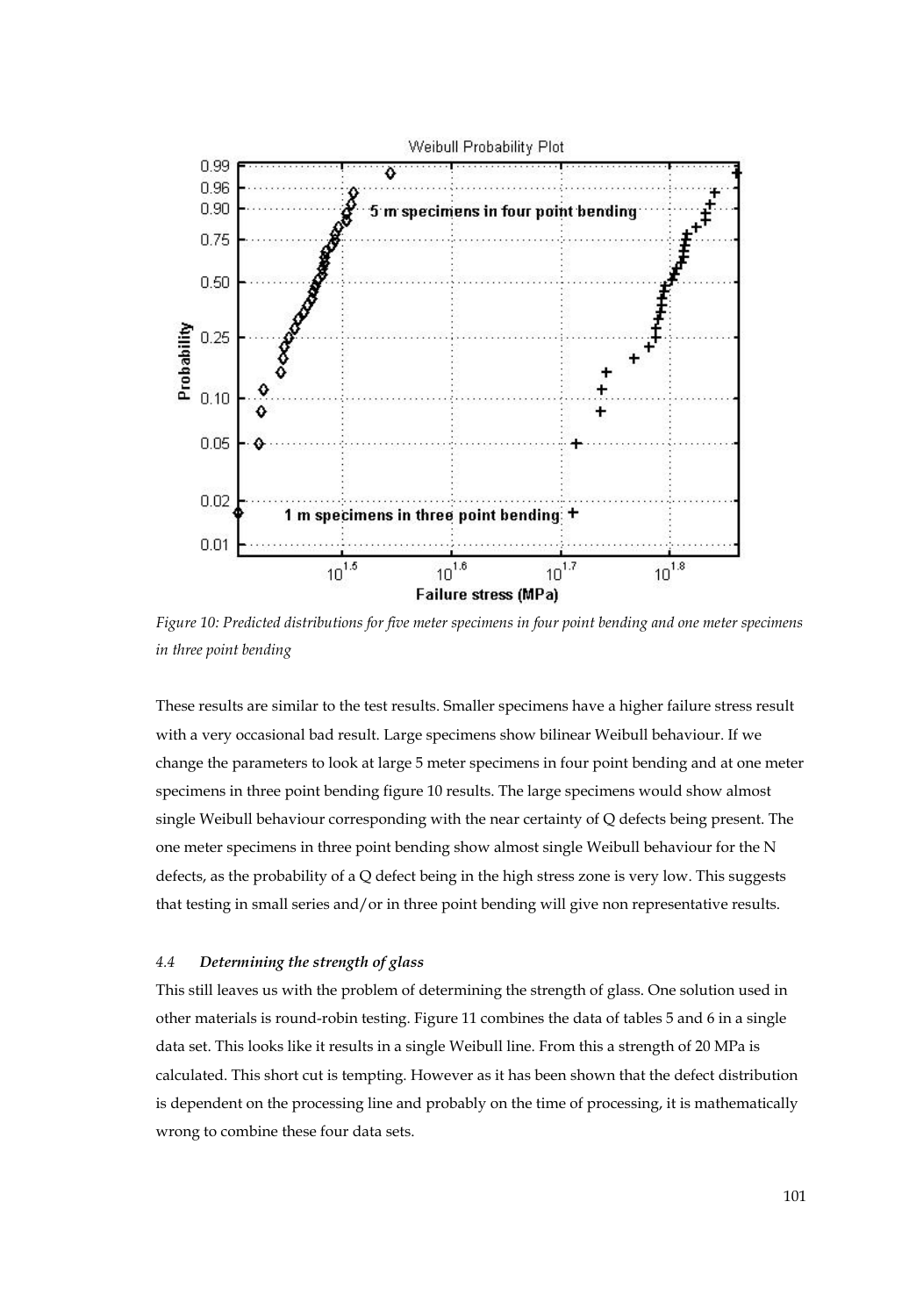Figure 10: Predicted distributions for five meter specimens in four point bending and one meter specimens in three point bending

These results are similar to the test results. Smaller specimens have a higher failure stress result with a very occasional bad result. Large specimens show bilinear Weibull behaviour. If we change the parameters to look at large 5 meter specimens in four point bending and at one meter specimens in three point bending figure 10 results. The large specimens would show almost single Weibull behaviour corresponding with the near certainty of Q defects being present. The one meter specimens in three point bending show almost single Weibull behaviour for the N defects, as the probability of a Q defect being in the high stress zone is very low. This suggests that testing in small series and/or in three point bending will give non representative results.

### *4.4 Determining the strength of glass*

This still leaves us with the problem of determining the strength of glass. One solution used in other materials is round-robin testing. Figure 11 combines the data of tables 5 and 6 in a single data set. This looks like it results in a single Weibull line. From this a strength of 20 MPa is calculated. This short cut is tempting. However as it has been shown that the defect distribution is dependent on the processing line and probably on the time of processing, it is mathematically wrong to combine these four data sets.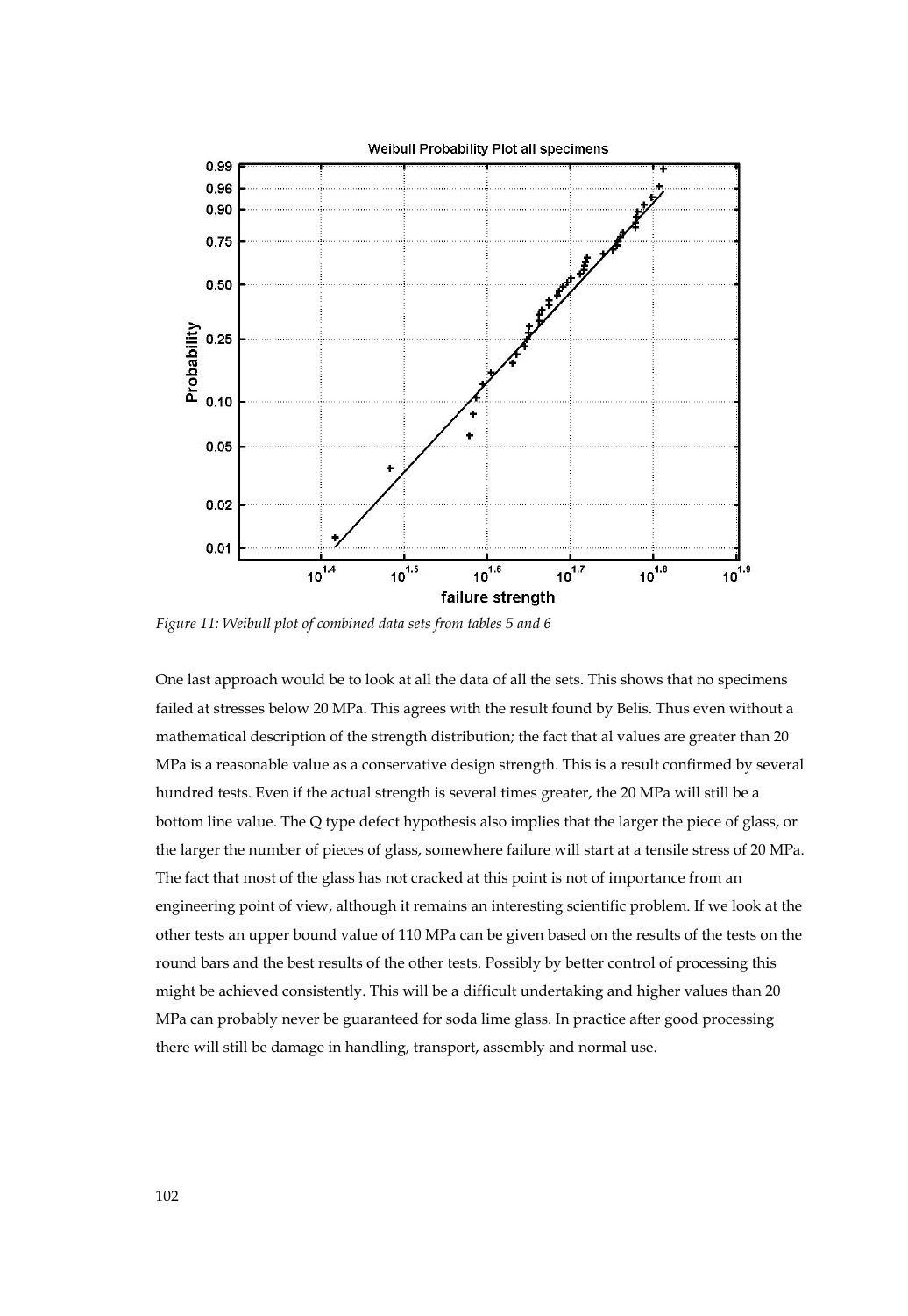*Figure 11: Weibull plot of combined data sets from tables 5 and 6*

One last approach would be to look at all the data of all the sets. This shows that no specimens failed at stresses below 20 MPa. This agrees with the result found by Belis. Thus even without a mathematical description of the strength distribution; the fact that al values are greater than 20 MPa is a reasonable value as a conservative design strength. This is a result confirmed by several hundred tests. Even if the actual strength is several times greater, the 20 MPa will still be a bottom line value. The Q type defect hypothesis also implies that the larger the piece of glass, or the larger the number of pieces of glass, somewhere failure will start at a tensile stress of 20 MPa. The fact that most of the glass has not cracked at this point is not of importance from an engineering point of view, although it remains an interesting scientific problem. If we look at the other tests an upper bound value of 110 MPa can be given based on the results of the tests on the round bars and the best results of the other tests. Possibly by better control of processing this might be achieved consistently. This will be a difficult undertaking and higher values than 20 MPa can probably never be guaranteed for soda lime glass. In practice after good processing there will still be damage in handling, transport, assembly and normal use.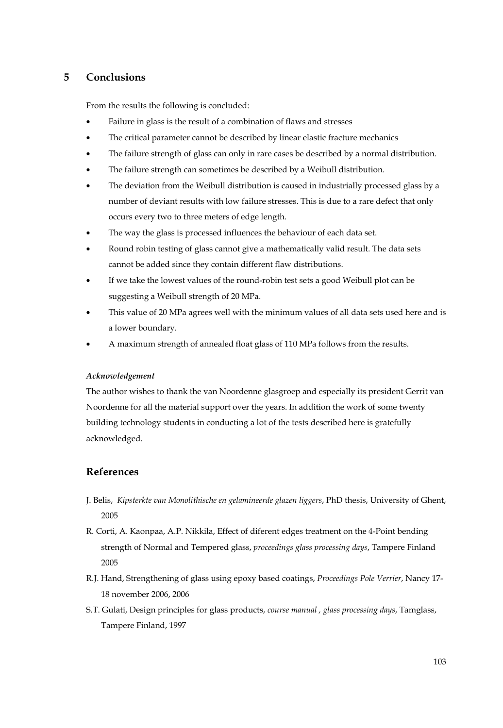## 5 Conclusions

From the results the following is concluded:

- Failure in glass is the result of a combination of flaws and stresses
- The critical parameter cannot be described by linear elastic fracture mechanics
- The failure strength of glass can only in rare cases be described by a normal distribution.
- The failure strength can sometimes be described by a Weibull distribution.
- The deviation from the Weibull distribution is caused in industrially processed glass by a number of deviant results with low failure stresses. This is due to a rare defect that only occurs every two to three meters of edge length.
- The way the glass is processed influences the behaviour of each data set.
- Round robin testing of glass cannot give a mathematically valid result. The data sets cannot be added since they contain different flaw distributions.
- If we take the lowest values of the round-robin test sets a good Weibull plot can be suggesting a Weibull strength of 20 MPa.
- This value of 20 MPa agrees well with the minimum values of all data sets used here and is a lower boundary.
- A maximum strength of annealed float glass of 110 MPa follows from the results.

***Acknowledgement***

The author wishes to thank the van Noordenne glasgroep and especially its president Gerrit van Noordenne for all the material support over the years. In addition the work of some twenty building technology students in conducting a lot of the tests described here is gratefully acknowledged.

## References

J. Belis, *Kipsterkte van Monolithische en gelamineerde glazen liggers*, PhD thesis, University of Ghent, 2005

R. Corti, A. Kaonpaa, A.P. Nikkila, Effect of diferent edges treatment on the 4-Point bending strength of Normal and Tempered glass, *proceedings glass processing days*, Tampere Finland 2005

R.J. Hand, Strengthening of glass using epoxy based coatings, *Proceedings Pole Verrier*, Nancy 17-18 november 2006, 2006

S.T. Gulati, Design principles for glass products, *course manual , glass processing days*, Tamglass, Tampere Finland, 1997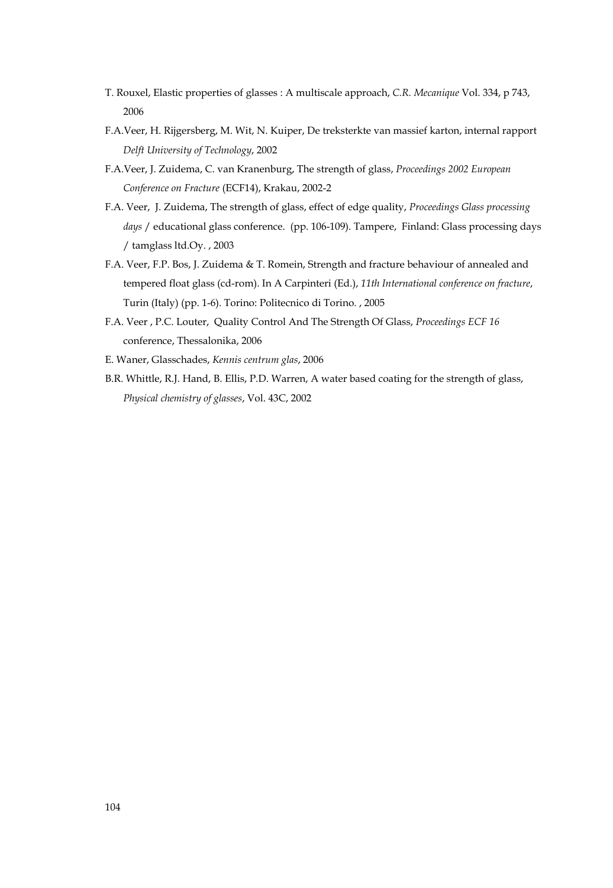T. Rouxel, Elastic properties of glasses : A multiscale approach, *C.R. Mecanique* Vol. 334, p 743, 2006

F.A.Veer, H. Rijgersberg, M. Wit, N. Kuiper, De treksterkte van massief karton, internal rapport *Delft University of Technology*, 2002

F.A.Veer, J. Zuidema, C. van Kranenburg, The strength of glass, *Proceedings 2002 European Conference on Fracture* (ECF14), Krakau, 2002-2

F.A. Veer, J. Zuidema, The strength of glass, effect of edge quality, *Proceedings Glass processing days* / educational glass conference. (pp. 106-109). Tampere, Finland: Glass processing days / tamglass ltd.Oy. , 2003

F.A. Veer, F.P. Bos, J. Zuidema & T. Romein, Strength and fracture behaviour of annealed and tempered float glass (cd-rom). In A Carpinteri (Ed.), *11th International conference on fracture*, Turin (Italy) (pp. 1-6). Torino: Politecnico di Torino. , 2005

F.A. Veer , P.C. Louter, Quality Control And The Strength Of Glass, *Proceedings ECF 16* conference, Thessalonika, 2006

E. Waner, Glasschades, *Kennis centrum glas*, 2006

B.R. Whittle, R.J. Hand, B. Ellis, P.D. Warren, A water based coating for the strength of glass, *Physical chemistry of glasses*, Vol. 43C, 2002